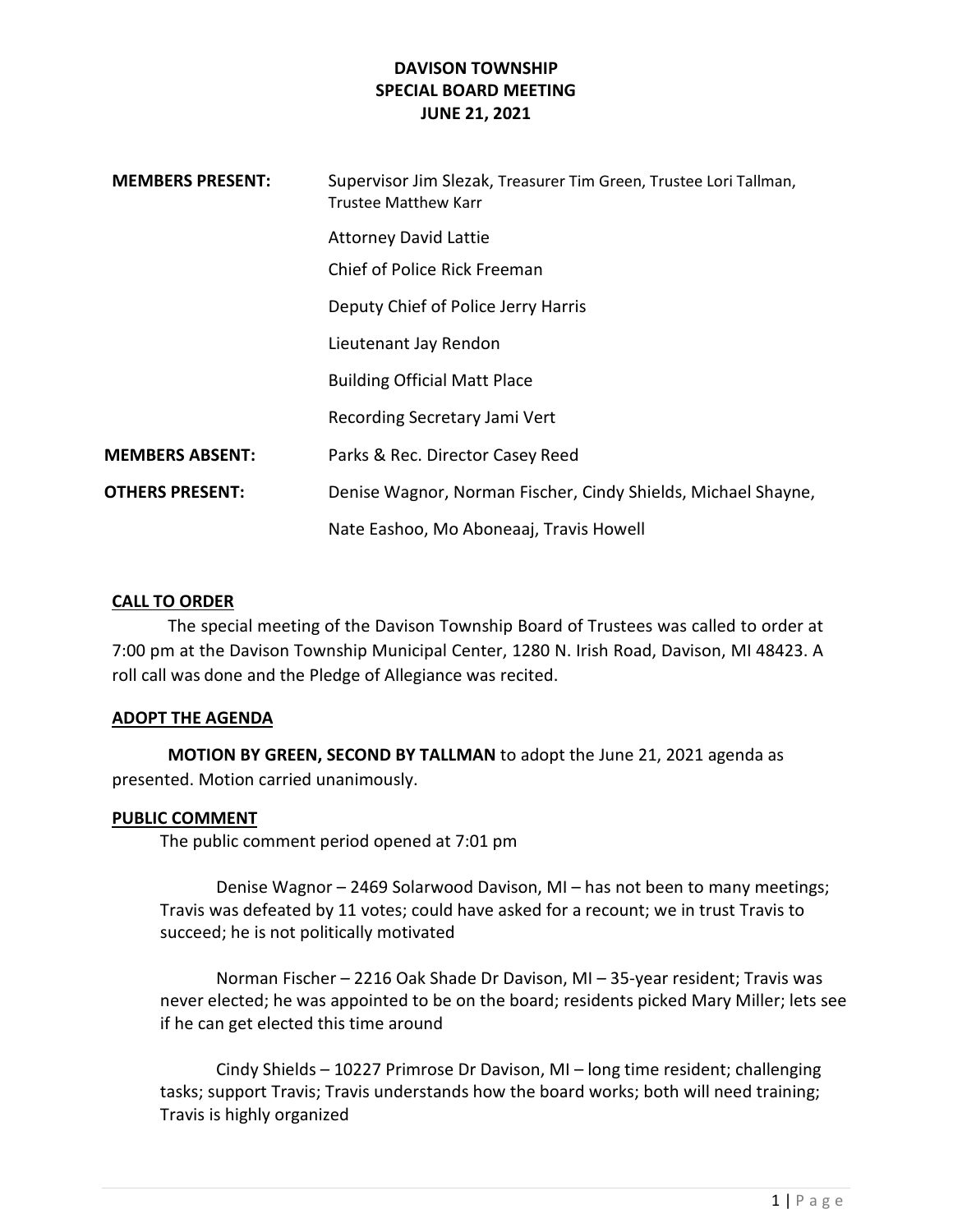# DAVISON TOWNSHIP
## SPECIAL BOARD MEETING
## JUNE 21, 2021

| | |
|---|---|
| **MEMBERS PRESENT:** | Supervisor Jim Slezak, Treasurer Tim Green, Trustee Lori Tallman, Trustee Matthew Karr |
| | Attorney David Lattie |
| | Chief of Police Rick Freeman |
| | Deputy Chief of Police Jerry Harris |
| | Lieutenant Jay Rendon |
| | Building Official Matt Place |
| | Recording Secretary Jami Vert |
| **MEMBERS ABSENT:** | Parks & Rec. Director Casey Reed |
| **OTHERS PRESENT:** | Denise Wagnor, Norman Fischer, Cindy Shields, Michael Shayne, Nate Eashoo, Mo Aboneaaj, Travis Howell |

### CALL TO ORDER

The special meeting of the Davison Township Board of Trustees was called to order at 7:00 pm at the Davison Township Municipal Center, 1280 N. Irish Road, Davison, MI 48423. A roll call was done and the Pledge of Allegiance was recited.

### ADOPT THE AGENDA

**MOTION BY GREEN, SECOND BY TALLMAN** to adopt the June 21, 2021 agenda as presented. Motion carried unanimously.

### PUBLIC COMMENT

The public comment period opened at 7:01 pm

Denise Wagnor – 2469 Solarwood Davison, MI – has not been to many meetings; Travis was defeated by 11 votes; could have asked for a recount; we in trust Travis to succeed; he is not politically motivated

Norman Fischer – 2216 Oak Shade Dr Davison, MI – 35-year resident; Travis was never elected; he was appointed to be on the board; residents picked Mary Miller; lets see if he can get elected this time around

Cindy Shields – 10227 Primrose Dr Davison, MI – long time resident; challenging tasks; support Travis; Travis understands how the board works; both will need training; Travis is highly organized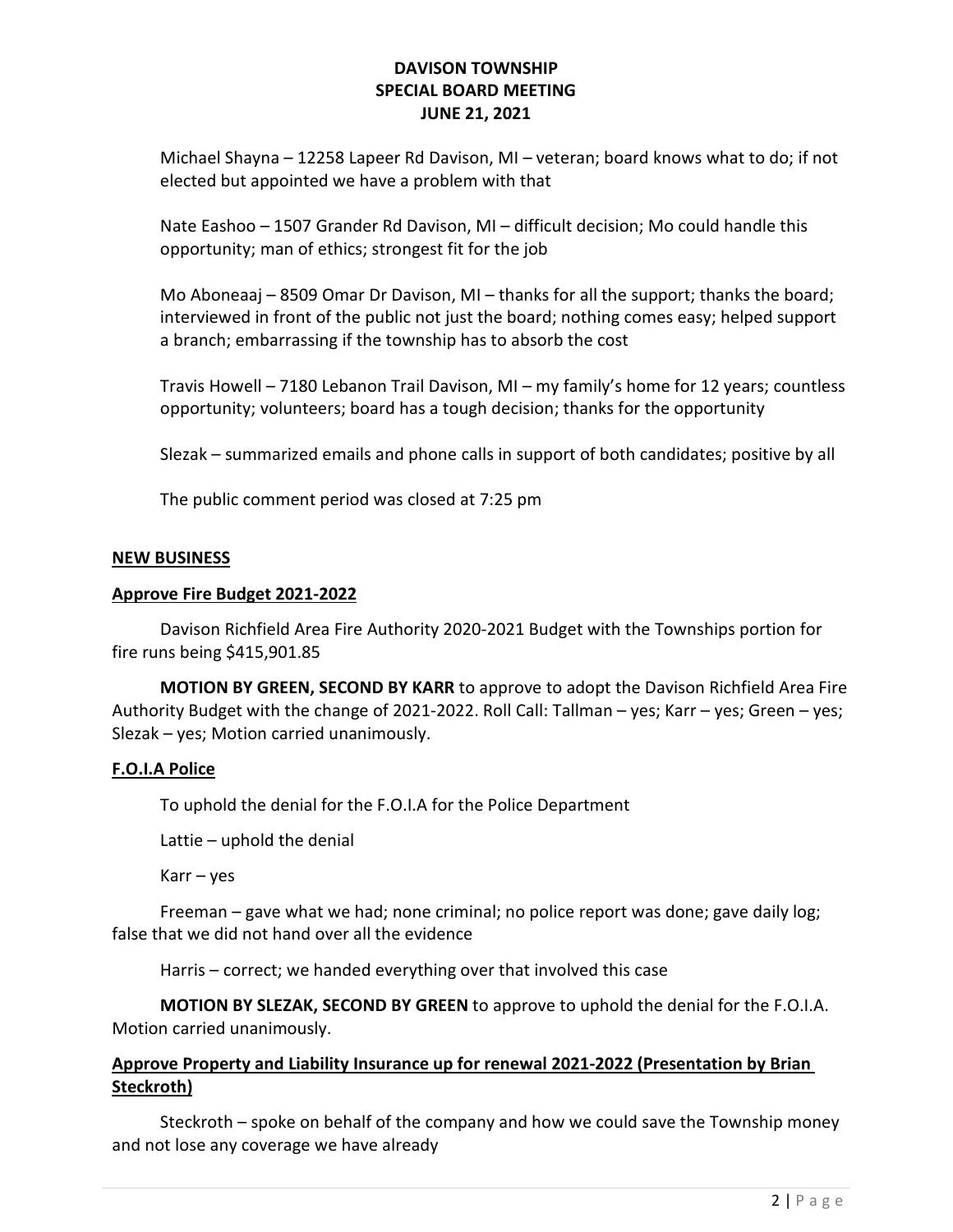Michael Shayna – 12258 Lapeer Rd Davison, MI – veteran; board knows what to do; if not elected but appointed we have a problem with that

Nate Eashoo – 1507 Grander Rd Davison, MI – difficult decision; Mo could handle this opportunity; man of ethics; strongest fit for the job

Mo Aboneaaj – 8509 Omar Dr Davison, MI – thanks for all the support; thanks the board; interviewed in front of the public not just the board; nothing comes easy; helped support a branch; embarrassing if the township has to absorb the cost

Travis Howell – 7180 Lebanon Trail Davison, MI – my family's home for 12 years; countless opportunity; volunteers; board has a tough decision; thanks for the opportunity

Slezak – summarized emails and phone calls in support of both candidates; positive by all

The public comment period was closed at 7:25 pm

## NEW BUSINESS

### Approve Fire Budget 2021-2022

Davison Richfield Area Fire Authority 2020-2021 Budget with the Townships portion for fire runs being $415,901.85

**MOTION BY GREEN, SECOND BY KARR** to approve to adopt the Davison Richfield Area Fire Authority Budget with the change of 2021-2022. Roll Call: Tallman – yes; Karr – yes; Green – yes; Slezak – yes; Motion carried unanimously.

### F.O.I.A Police

To uphold the denial for the F.O.I.A for the Police Department

Lattie – uphold the denial

Karr – yes

Freeman – gave what we had; none criminal; no police report was done; gave daily log; false that we did not hand over all the evidence

Harris – correct; we handed everything over that involved this case

**MOTION BY SLEZAK, SECOND BY GREEN** to approve to uphold the denial for the F.O.I.A. Motion carried unanimously.

### Approve Property and Liability Insurance up for renewal 2021-2022 (Presentation by Brian Steckroth)

Steckroth – spoke on behalf of the company and how we could save the Township money and not lose any coverage we have already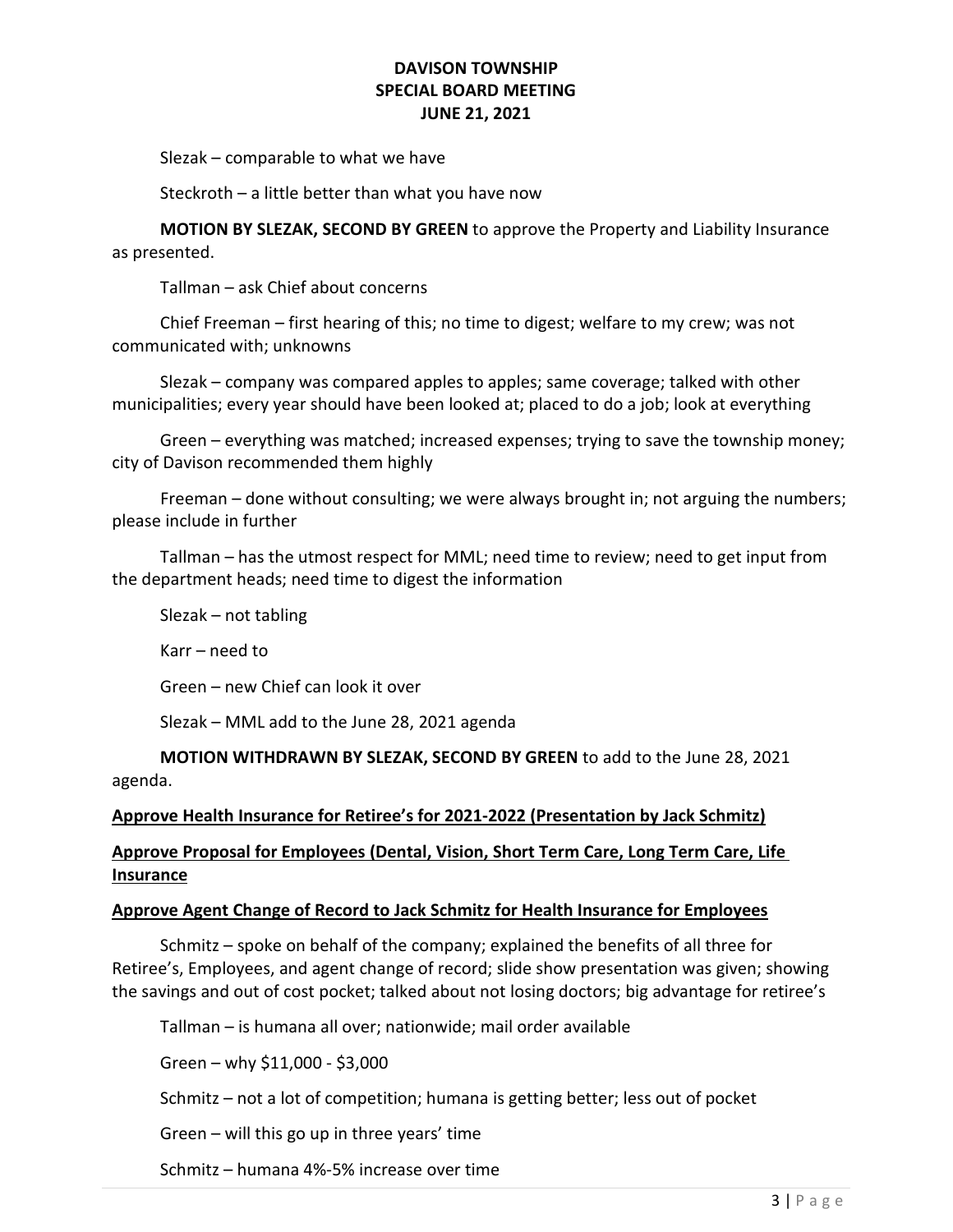Slezak – comparable to what we have

Steckroth – a little better than what you have now

**MOTION BY SLEZAK, SECOND BY GREEN** to approve the Property and Liability Insurance as presented.

Tallman – ask Chief about concerns

Chief Freeman – first hearing of this; no time to digest; welfare to my crew; was not communicated with; unknowns

Slezak – company was compared apples to apples; same coverage; talked with other municipalities; every year should have been looked at; placed to do a job; look at everything

Green – everything was matched; increased expenses; trying to save the township money; city of Davison recommended them highly

Freeman – done without consulting; we were always brought in; not arguing the numbers; please include in further

Tallman – has the utmost respect for MML; need time to review; need to get input from the department heads; need time to digest the information

Slezak – not tabling

Karr – need to

Green – new Chief can look it over

Slezak – MML add to the June 28, 2021 agenda

**MOTION WITHDRAWN BY SLEZAK, SECOND BY GREEN** to add to the June 28, 2021 agenda.

**Approve Health Insurance for Retiree's for 2021-2022 (Presentation by Jack Schmitz)**

**Approve Proposal for Employees (Dental, Vision, Short Term Care, Long Term Care, Life Insurance**

**Approve Agent Change of Record to Jack Schmitz for Health Insurance for Employees**

Schmitz – spoke on behalf of the company; explained the benefits of all three for Retiree's, Employees, and agent change of record; slide show presentation was given; showing the savings and out of cost pocket; talked about not losing doctors; big advantage for retiree's

Tallman – is humana all over; nationwide; mail order available

Green – why $11,000 - $3,000

Schmitz – not a lot of competition; humana is getting better; less out of pocket

Green – will this go up in three years' time

Schmitz – humana 4%-5% increase over time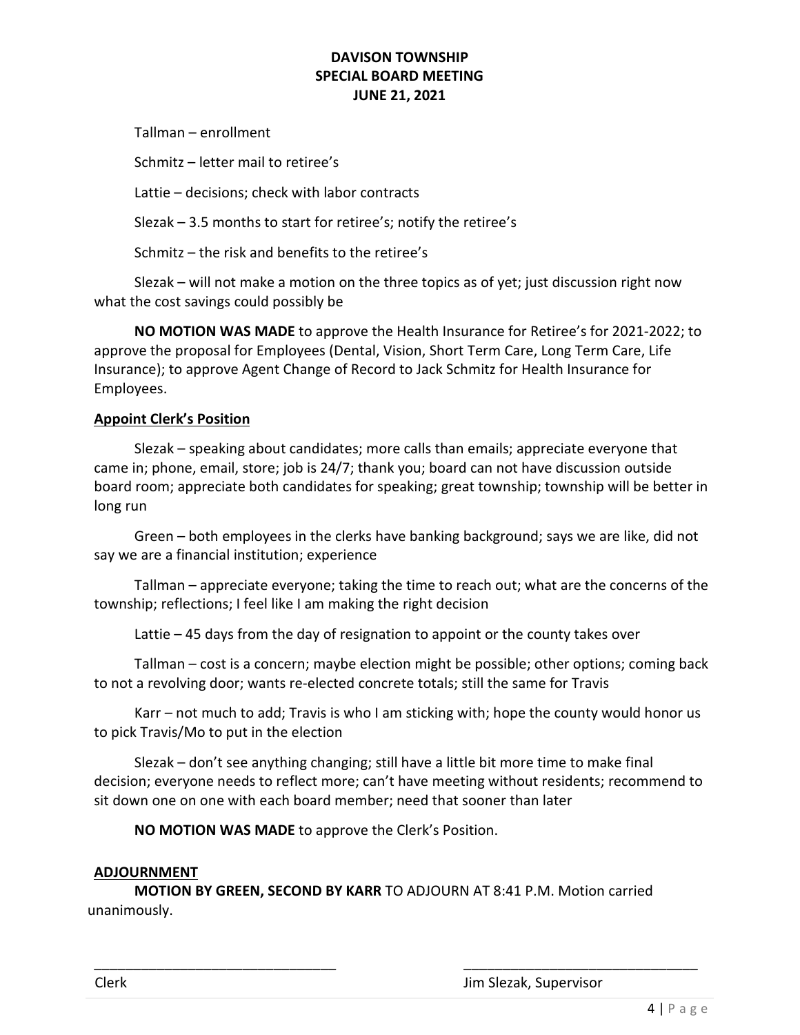Tallman – enrollment

Schmitz – letter mail to retiree's

Lattie – decisions; check with labor contracts

Slezak – 3.5 months to start for retiree's; notify the retiree's

Schmitz – the risk and benefits to the retiree's

Slezak – will not make a motion on the three topics as of yet; just discussion right now what the cost savings could possibly be

**NO MOTION WAS MADE** to approve the Health Insurance for Retiree's for 2021-2022; to approve the proposal for Employees (Dental, Vision, Short Term Care, Long Term Care, Life Insurance); to approve Agent Change of Record to Jack Schmitz for Health Insurance for Employees.

**Appoint Clerk's Position**

Slezak – speaking about candidates; more calls than emails; appreciate everyone that came in; phone, email, store; job is 24/7; thank you; board can not have discussion outside board room; appreciate both candidates for speaking; great township; township will be better in long run

Green – both employees in the clerks have banking background; says we are like, did not say we are a financial institution; experience

Tallman – appreciate everyone; taking the time to reach out; what are the concerns of the township; reflections; I feel like I am making the right decision

Lattie – 45 days from the day of resignation to appoint or the county takes over

Tallman – cost is a concern; maybe election might be possible; other options; coming back to not a revolving door; wants re-elected concrete totals; still the same for Travis

Karr – not much to add; Travis is who I am sticking with; hope the county would honor us to pick Travis/Mo to put in the election

Slezak – don't see anything changing; still have a little bit more time to make final decision; everyone needs to reflect more; can't have meeting without residents; recommend to sit down one on one with each board member; need that sooner than later

**NO MOTION WAS MADE** to approve the Clerk's Position.

**ADJOURNMENT**

**MOTION BY GREEN, SECOND BY KARR** TO ADJOURN AT 8:41 P.M. Motion carried unanimously.

_______________________________ Clerk

_______________________________ Jim Slezak, Supervisor